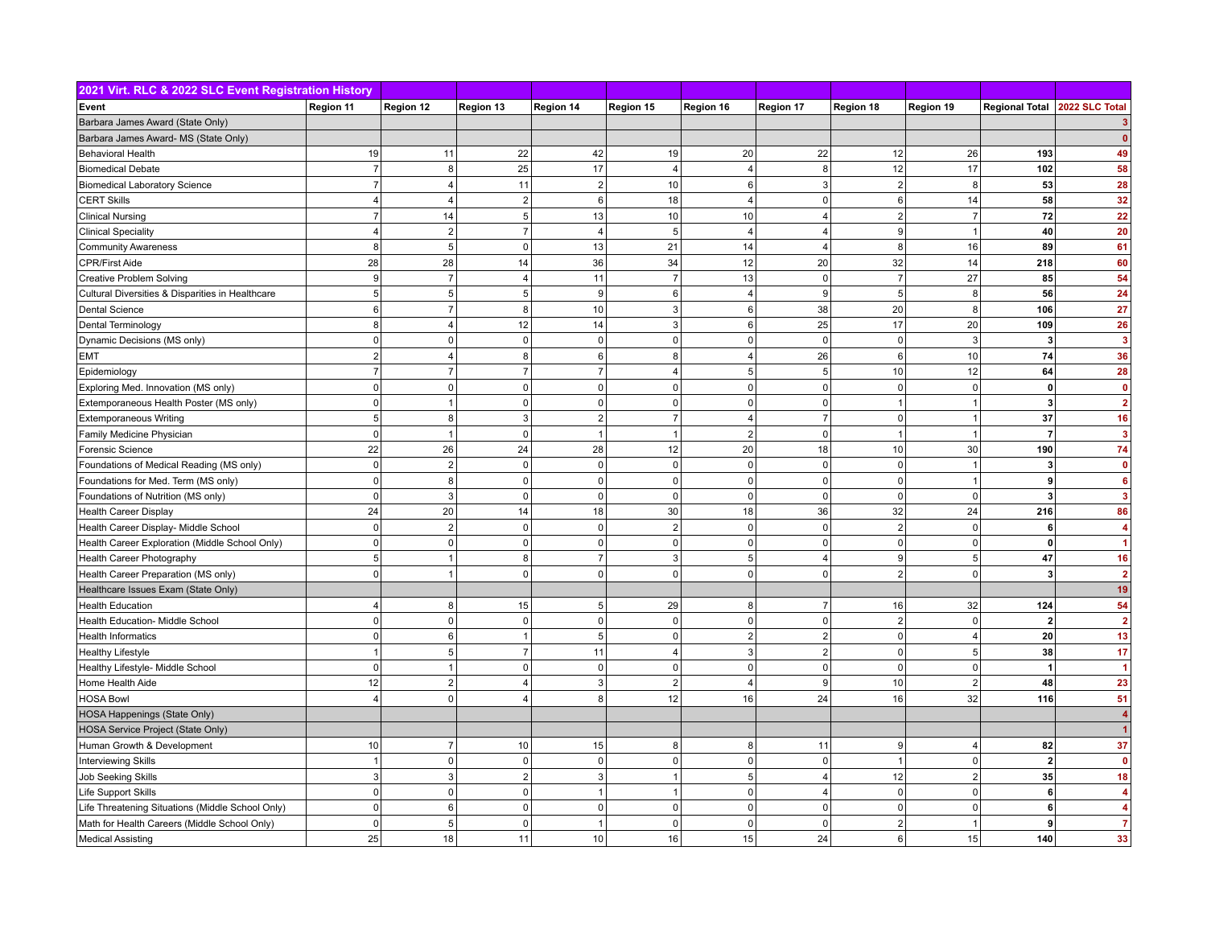| 2021 Virt. RLC & 2022 SLC Event Registration History | | | | | | | | | | | |
|---|---|---|---|---|---|---|---|---|---|---|---|
| **Event** | **Region 11** | **Region 12** | **Region 13** | **Region 14** | **Region 15** | **Region 16** | **Region 17** | **Region 18** | **Region 19** | **Regional Total** | **2022 SLC Total** |
| Barbara James Award (State Only) | | | | | | | | | | | **3** |
| Barbara James Award- MS (State Only) | | | | | | | | | | | **0** |
| Behavioral Health | 19 | 11 | 22 | 42 | 19 | 20 | 22 | 12 | 26 | **193** | **49** |
| Biomedical Debate | 7 | 8 | 25 | 17 | 4 | 4 | 8 | 12 | 17 | **102** | **58** |
| Biomedical Laboratory Science | 7 | 4 | 11 | 2 | 10 | 6 | 3 | 2 | 8 | **53** | **28** |
| CERT Skills | 4 | 4 | 2 | 6 | 18 | 4 | 0 | 6 | 14 | **58** | **32** |
| Clinical Nursing | 7 | 14 | 5 | 13 | 10 | 10 | 4 | 2 | 7 | **72** | **22** |
| Clinical Speciality | 4 | 2 | 7 | 4 | 5 | 4 | 4 | 9 | 1 | **40** | **20** |
| Community Awareness | 8 | 5 | 0 | 13 | 21 | 14 | 4 | 8 | 16 | **89** | **61** |
| CPR/First Aide | 28 | 28 | 14 | 36 | 34 | 12 | 20 | 32 | 14 | **218** | **60** |
| Creative Problem Solving | 9 | 7 | 4 | 11 | 7 | 13 | 0 | 7 | 27 | **85** | **54** |
| Cultural Diversities & Disparities in Healthcare | 5 | 5 | 5 | 9 | 6 | 4 | 9 | 5 | 8 | **56** | **24** |
| Dental Science | 6 | 7 | 8 | 10 | 3 | 6 | 38 | 20 | 8 | **106** | **27** |
| Dental Terminology | 8 | 4 | 12 | 14 | 3 | 6 | 25 | 17 | 20 | **109** | **26** |
| Dynamic Decisions (MS only) | 0 | 0 | 0 | 0 | 0 | 0 | 0 | 0 | 3 | **3** | **3** |
| EMT | 2 | 4 | 8 | 6 | 8 | 4 | 26 | 6 | 10 | **74** | **36** |
| Epidemiology | 7 | 7 | 7 | 7 | 4 | 5 | 5 | 10 | 12 | **64** | **28** |
| Exploring Med. Innovation (MS only) | 0 | 0 | 0 | 0 | 0 | 0 | 0 | 0 | 0 | **0** | **0** |
| Extemporaneous Health Poster (MS only) | 0 | 1 | 0 | 0 | 0 | 0 | 0 | 1 | 1 | **3** | **2** |
| Extemporaneous Writing | 5 | 8 | 3 | 2 | 7 | 4 | 7 | 0 | 1 | **37** | **16** |
| Family Medicine Physician | 0 | 1 | 0 | 1 | 1 | 2 | 0 | 1 | 1 | **7** | **3** |
| Forensic Science | 22 | 26 | 24 | 28 | 12 | 20 | 18 | 10 | 30 | **190** | **74** |
| Foundations of Medical Reading (MS only) | 0 | 2 | 0 | 0 | 0 | 0 | 0 | 0 | 1 | **3** | **0** |
| Foundations for Med. Term (MS only) | 0 | 8 | 0 | 0 | 0 | 0 | 0 | 0 | 1 | **9** | **6** |
| Foundations of Nutrition (MS only) | 0 | 3 | 0 | 0 | 0 | 0 | 0 | 0 | 0 | **3** | **3** |
| Health Career Display | 24 | 20 | 14 | 18 | 30 | 18 | 36 | 32 | 24 | **216** | **86** |
| Health Career Display- Middle School | 0 | 2 | 0 | 0 | 2 | 0 | 0 | 2 | 0 | **6** | **4** |
| Health Career Exploration (Middle School Only) | 0 | 0 | 0 | 0 | 0 | 0 | 0 | 0 | 0 | **0** | **1** |
| Health Career Photography | 5 | 1 | 8 | 7 | 3 | 5 | 4 | 9 | 5 | **47** | **16** |
| Health Career Preparation (MS only) | 0 | 1 | 0 | 0 | 0 | 0 | 0 | 2 | 0 | **3** | **2** |
| Healthcare Issues Exam (State Only) | | | | | | | | | | | **19** |
| Health Education | 4 | 8 | 15 | 5 | 29 | 8 | 7 | 16 | 32 | **124** | **54** |
| Health Education- Middle School | 0 | 0 | 0 | 0 | 0 | 0 | 0 | 2 | 0 | **2** | **2** |
| Health Informatics | 0 | 6 | 1 | 5 | 0 | 2 | 2 | 0 | 4 | **20** | **13** |
| Healthy Lifestyle | 1 | 5 | 7 | 11 | 4 | 3 | 2 | 0 | 5 | **38** | **17** |
| Healthy Lifestyle- Middle School | 0 | 1 | 0 | 0 | 0 | 0 | 0 | 0 | 0 | **1** | **1** |
| Home Health Aide | 12 | 2 | 4 | 3 | 2 | 4 | 9 | 10 | 2 | **48** | **23** |
| HOSA Bowl | 4 | 0 | 4 | 8 | 12 | 16 | 24 | 16 | 32 | **116** | **51** |
| HOSA Happenings (State Only) | | | | | | | | | | | **4** |
| HOSA Service Project (State Only) | | | | | | | | | | | **1** |
| Human Growth & Development | 10 | 7 | 10 | 15 | 8 | 8 | 11 | 9 | 4 | **82** | **37** |
| Interviewing Skills | 1 | 0 | 0 | 0 | 0 | 0 | 0 | 1 | 0 | **2** | **0** |
| Job Seeking Skills | 3 | 3 | 2 | 3 | 1 | 5 | 4 | 12 | 2 | **35** | **18** |
| Life Support Skills | 0 | 0 | 0 | 1 | 1 | 0 | 4 | 0 | 0 | **6** | **4** |
| Life Threatening Situations (Middle School Only) | 0 | 6 | 0 | 0 | 0 | 0 | 0 | 0 | 0 | **6** | **4** |
| Math for Health Careers (Middle School Only) | 0 | 5 | 0 | 1 | 0 | 0 | 0 | 2 | 1 | **9** | **7** |
| Medical Assisting | 25 | 18 | 11 | 10 | 16 | 15 | 24 | 6 | 15 | **140** | **33** |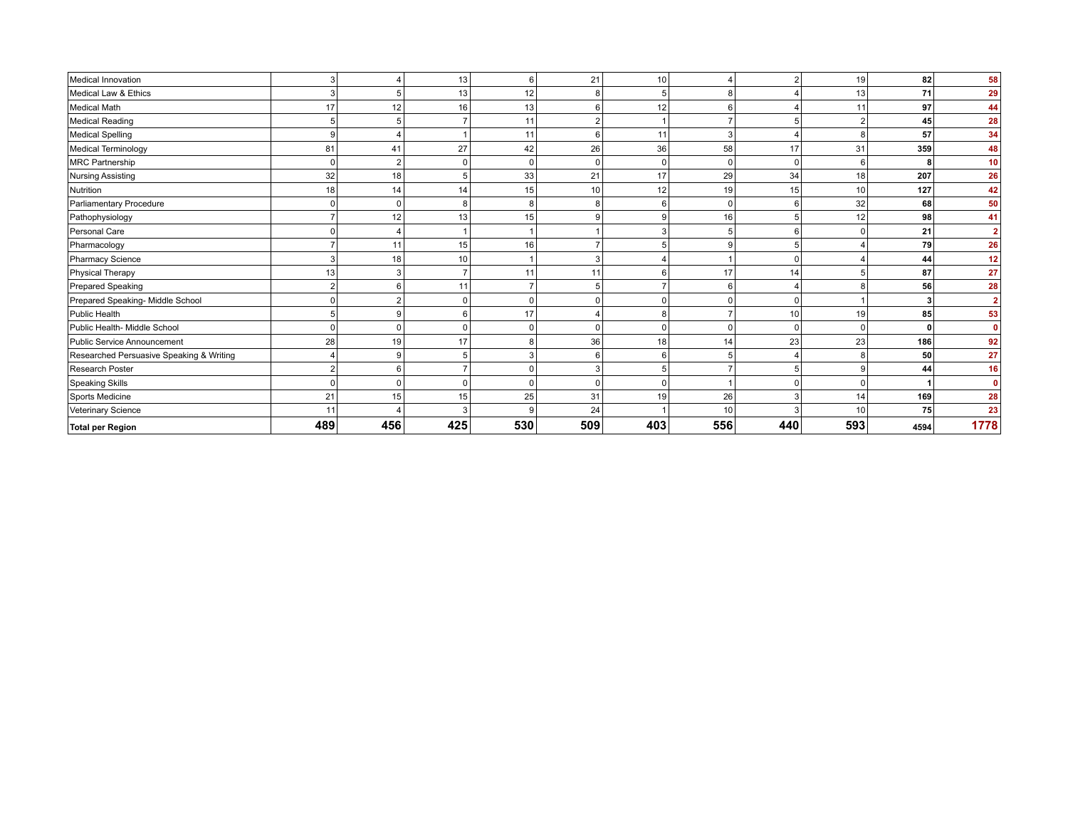| | | | | | | | | | | | |
|---|---|---|---|---|---|---|---|---|---|---|---|
| Medical Innovation | 3 | 4 | 13 | 6 | 21 | 10 | 4 | 2 | 19 | **82** | **58** |
| Medical Law & Ethics | 3 | 5 | 13 | 12 | 8 | 5 | 8 | 4 | 13 | **71** | **29** |
| Medical Math | 17 | 12 | 16 | 13 | 6 | 12 | 6 | 4 | 11 | **97** | **44** |
| Medical Reading | 5 | 5 | 7 | 11 | 2 | 1 | 7 | 5 | 2 | **45** | **28** |
| Medical Spelling | 9 | 4 | 1 | 11 | 6 | 11 | 3 | 4 | 8 | **57** | **34** |
| Medical Terminology | 81 | 41 | 27 | 42 | 26 | 36 | 58 | 17 | 31 | **359** | **48** |
| MRC Partnership | 0 | 2 | 0 | 0 | 0 | 0 | 0 | 0 | 6 | **8** | **10** |
| Nursing Assisting | 32 | 18 | 5 | 33 | 21 | 17 | 29 | 34 | 18 | **207** | **26** |
| Nutrition | 18 | 14 | 14 | 15 | 10 | 12 | 19 | 15 | 10 | **127** | **42** |
| Parliamentary Procedure | 0 | 0 | 8 | 8 | 8 | 6 | 0 | 6 | 32 | **68** | **50** |
| Pathophysiology | 7 | 12 | 13 | 15 | 9 | 9 | 16 | 5 | 12 | **98** | **41** |
| Personal Care | 0 | 4 | 1 | 1 | 1 | 3 | 5 | 6 | 0 | **21** | **2** |
| Pharmacology | 7 | 11 | 15 | 16 | 7 | 5 | 9 | 5 | 4 | **79** | **26** |
| Pharmacy Science | 3 | 18 | 10 | 1 | 3 | 4 | 1 | 0 | 4 | **44** | **12** |
| Physical Therapy | 13 | 3 | 7 | 11 | 11 | 6 | 17 | 14 | 5 | **87** | **27** |
| Prepared Speaking | 2 | 6 | 11 | 7 | 5 | 7 | 6 | 4 | 8 | **56** | **28** |
| Prepared Speaking- Middle School | 0 | 2 | 0 | 0 | 0 | 0 | 0 | 0 | 1 | **3** | **2** |
| Public Health | 5 | 9 | 6 | 17 | 4 | 8 | 7 | 10 | 19 | **85** | **53** |
| Public Health- Middle School | 0 | 0 | 0 | 0 | 0 | 0 | 0 | 0 | 0 | **0** | **0** |
| Public Service Announcement | 28 | 19 | 17 | 8 | 36 | 18 | 14 | 23 | 23 | **186** | **92** |
| Researched Persuasive Speaking & Writing | 4 | 9 | 5 | 3 | 6 | 6 | 5 | 4 | 8 | **50** | **27** |
| Research Poster | 2 | 6 | 7 | 0 | 3 | 5 | 7 | 5 | 9 | **44** | **16** |
| Speaking Skills | 0 | 0 | 0 | 0 | 0 | 0 | 1 | 0 | 0 | **1** | **0** |
| Sports Medicine | 21 | 15 | 15 | 25 | 31 | 19 | 26 | 3 | 14 | **169** | **28** |
| Veterinary Science | 11 | 4 | 3 | 9 | 24 | 1 | 10 | 3 | 10 | **75** | **23** |
| **Total per Region** | **489** | **456** | **425** | **530** | **509** | **403** | **556** | **440** | **593** | **4594** | **1778** |